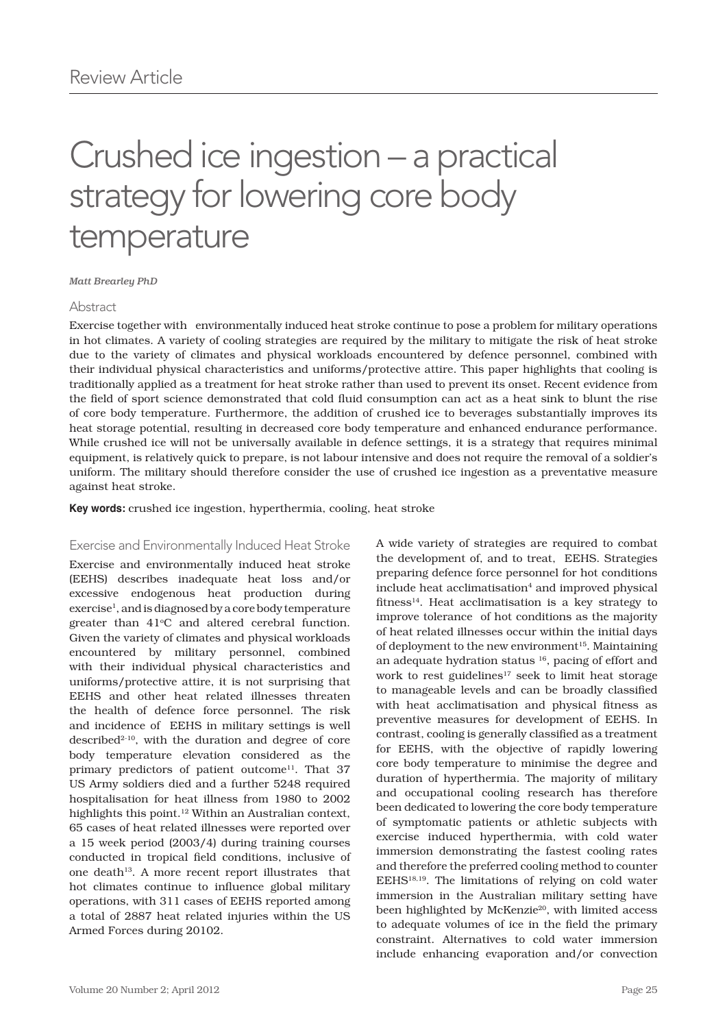Review Article

# Crushed ice ingestion – a practical strategy for lowering core body temperature

*Matt Brearley PhD*

## Abstract

Exercise together with environmentally induced heat stroke continue to pose a problem for military operations in hot climates. A variety of cooling strategies are required by the military to mitigate the risk of heat stroke due to the variety of climates and physical workloads encountered by defence personnel, combined with their individual physical characteristics and uniforms/protective attire. This paper highlights that cooling is traditionally applied as a treatment for heat stroke rather than used to prevent its onset. Recent evidence from the field of sport science demonstrated that cold fluid consumption can act as a heat sink to blunt the rise of core body temperature. Furthermore, the addition of crushed ice to beverages substantially improves its heat storage potential, resulting in decreased core body temperature and enhanced endurance performance. While crushed ice will not be universally available in defence settings, it is a strategy that requires minimal equipment, is relatively quick to prepare, is not labour intensive and does not require the removal of a soldier's uniform. The military should therefore consider the use of crushed ice ingestion as a preventative measure against heat stroke.

**Key words:** crushed ice ingestion, hyperthermia, cooling, heat stroke

## Exercise and Environmentally Induced Heat Stroke

Exercise and environmentally induced heat stroke (EEHS) describes inadequate heat loss and/or excessive endogenous heat production during exercise[1], and is diagnosed by a core body temperature greater than 41°C and altered cerebral function. Given the variety of climates and physical workloads encountered by military personnel, combined with their individual physical characteristics and uniforms/protective attire, it is not surprising that EEHS and other heat related illnesses threaten the health of defence force personnel. The risk and incidence of EEHS in military settings is well described[2-10], with the duration and degree of core body temperature elevation considered as the primary predictors of patient outcome[11]. That 37 US Army soldiers died and a further 5248 required hospitalisation for heat illness from 1980 to 2002 highlights this point.[12] Within an Australian context, 65 cases of heat related illnesses were reported over a 15 week period (2003/4) during training courses conducted in tropical field conditions, inclusive of one death[13]. A more recent report illustrates that hot climates continue to influence global military operations, with 311 cases of EEHS reported among a total of 2887 heat related injuries within the US Armed Forces during 20102.

A wide variety of strategies are required to combat the development of, and to treat, EEHS. Strategies preparing defence force personnel for hot conditions include heat acclimatisation[4] and improved physical fitness[14]. Heat acclimatisation is a key strategy to improve tolerance of hot conditions as the majority of heat related illnesses occur within the initial days of deployment to the new environment[15]. Maintaining an adequate hydration status [16], pacing of effort and work to rest guidelines[17] seek to limit heat storage to manageable levels and can be broadly classified with heat acclimatisation and physical fitness as preventive measures for development of EEHS. In contrast, cooling is generally classified as a treatment for EEHS, with the objective of rapidly lowering core body temperature to minimise the degree and duration of hyperthermia. The majority of military and occupational cooling research has therefore been dedicated to lowering the core body temperature of symptomatic patients or athletic subjects with exercise induced hyperthermia, with cold water immersion demonstrating the fastest cooling rates and therefore the preferred cooling method to counter EEHS[18,19]. The limitations of relying on cold water immersion in the Australian military setting have been highlighted by McKenzie[20], with limited access to adequate volumes of ice in the field the primary constraint. Alternatives to cold water immersion include enhancing evaporation and/or convection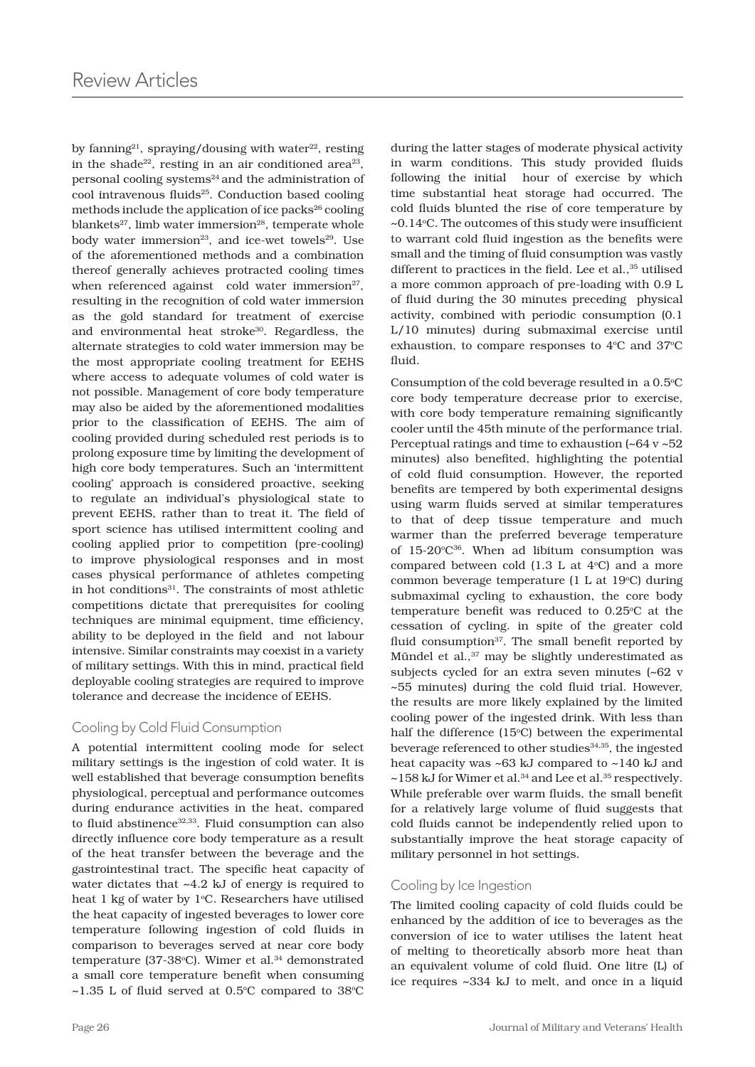by fanning[21], spraying/dousing with water[22], resting in the shade[22], resting in an air conditioned area[23], personal cooling systems[24] and the administration of cool intravenous fluids[25]. Conduction based cooling methods include the application of ice packs[26] cooling blankets[27], limb water immersion[28], temperate whole body water immersion[23], and ice-wet towels[29]. Use of the aforementioned methods and a combination thereof generally achieves protracted cooling times when referenced against cold water immersion[27], resulting in the recognition of cold water immersion as the gold standard for treatment of exercise and environmental heat stroke[30]. Regardless, the alternate strategies to cold water immersion may be the most appropriate cooling treatment for EEHS where access to adequate volumes of cold water is not possible. Management of core body temperature may also be aided by the aforementioned modalities prior to the classification of EEHS. The aim of cooling provided during scheduled rest periods is to prolong exposure time by limiting the development of high core body temperatures. Such an 'intermittent cooling' approach is considered proactive, seeking to regulate an individual's physiological state to prevent EEHS, rather than to treat it. The field of sport science has utilised intermittent cooling and cooling applied prior to competition (pre-cooling) to improve physiological responses and in most cases physical performance of athletes competing in hot conditions[31]. The constraints of most athletic competitions dictate that prerequisites for cooling techniques are minimal equipment, time efficiency, ability to be deployed in the field and not labour intensive. Similar constraints may coexist in a variety of military settings. With this in mind, practical field deployable cooling strategies are required to improve tolerance and decrease the incidence of EEHS.

## Cooling by Cold Fluid Consumption

A potential intermittent cooling mode for select military settings is the ingestion of cold water. It is well established that beverage consumption benefits physiological, perceptual and performance outcomes during endurance activities in the heat, compared to fluid abstinence[32,33]. Fluid consumption can also directly influence core body temperature as a result of the heat transfer between the beverage and the gastrointestinal tract. The specific heat capacity of water dictates that ~4.2 kJ of energy is required to heat 1 kg of water by 1°C. Researchers have utilised the heat capacity of ingested beverages to lower core temperature following ingestion of cold fluids in comparison to beverages served at near core body temperature (37-38°C). Wimer et al.[34] demonstrated a small core temperature benefit when consuming ~1.35 L of fluid served at 0.5°C compared to 38°C during the latter stages of moderate physical activity in warm conditions. This study provided fluids following the initial hour of exercise by which time substantial heat storage had occurred. The cold fluids blunted the rise of core temperature by ~0.14°C. The outcomes of this study were insufficient to warrant cold fluid ingestion as the benefits were small and the timing of fluid consumption was vastly different to practices in the field. Lee et al.,[35] utilised a more common approach of pre-loading with 0.9 L of fluid during the 30 minutes preceding physical activity, combined with periodic consumption (0.1 L/10 minutes) during submaximal exercise until exhaustion, to compare responses to 4°C and 37°C fluid.

Consumption of the cold beverage resulted in a 0.5°C core body temperature decrease prior to exercise, with core body temperature remaining significantly cooler until the 45th minute of the performance trial. Perceptual ratings and time to exhaustion (~64 v ~52 minutes) also benefited, highlighting the potential of cold fluid consumption. However, the reported benefits are tempered by both experimental designs using warm fluids served at similar temperatures to that of deep tissue temperature and much warmer than the preferred beverage temperature of 15-20°C[36]. When ad libitum consumption was compared between cold (1.3 L at 4°C) and a more common beverage temperature (1 L at 19°C) during submaximal cycling to exhaustion, the core body temperature benefit was reduced to 0.25°C at the cessation of cycling. in spite of the greater cold fluid consumption[37]. The small benefit reported by Mündel et al.,[37] may be slightly underestimated as subjects cycled for an extra seven minutes (~62 v ~55 minutes) during the cold fluid trial. However, the results are more likely explained by the limited cooling power of the ingested drink. With less than half the difference (15°C) between the experimental beverage referenced to other studies[34,35], the ingested heat capacity was ~63 kJ compared to ~140 kJ and ~158 kJ for Wimer et al.[34] and Lee et al.[35] respectively. While preferable over warm fluids, the small benefit for a relatively large volume of fluid suggests that cold fluids cannot be independently relied upon to substantially improve the heat storage capacity of military personnel in hot settings.

## Cooling by Ice Ingestion

The limited cooling capacity of cold fluids could be enhanced by the addition of ice to beverages as the conversion of ice to water utilises the latent heat of melting to theoretically absorb more heat than an equivalent volume of cold fluid. One litre (L) of ice requires ~334 kJ to melt, and once in a liquid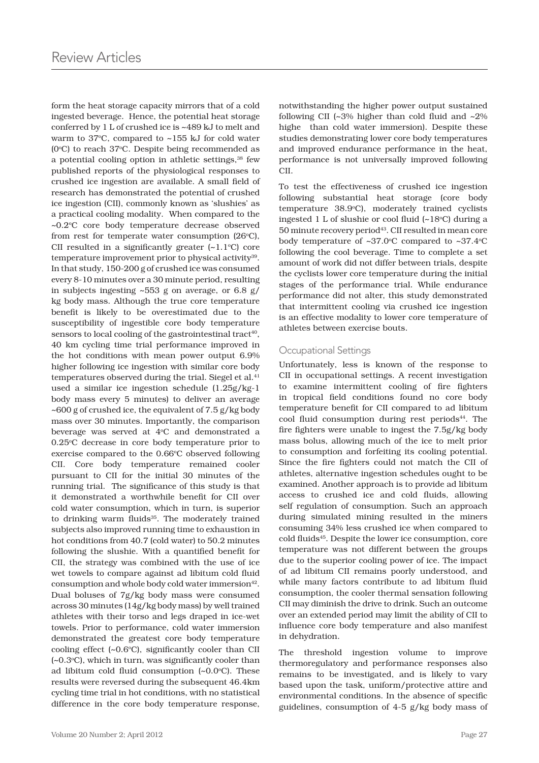form the heat storage capacity mirrors that of a cold ingested beverage. Hence, the potential heat storage conferred by 1 L of crushed ice is ~489 kJ to melt and warm to 37°C, compared to ~155 kJ for cold water (0°C) to reach 37°C. Despite being recommended as a potential cooling option in athletic settings,[38] few published reports of the physiological responses to crushed ice ingestion are available. A small field of research has demonstrated the potential of crushed ice ingestion (CII), commonly known as 'slushies' as a practical cooling modality. When compared to the ~0.2°C core body temperature decrease observed from rest for temperate water consumption (26°C), CII resulted in a significantly greater (~1.1°C) core temperature improvement prior to physical activity[39]. In that study, 150-200 g of crushed ice was consumed every 8-10 minutes over a 30 minute period, resulting in subjects ingesting ~553 g on average, or 6.8 g/kg body mass. Although the true core temperature benefit is likely to be overestimated due to the susceptibility of ingestible core body temperature sensors to local cooling of the gastrointestinal tract[40], 40 km cycling time trial performance improved in the hot conditions with mean power output 6.9% higher following ice ingestion with similar core body temperatures observed during the trial. Siegel et al.[41] used a similar ice ingestion schedule (1.25g/kg-1 body mass every 5 minutes) to deliver an average ~600 g of crushed ice, the equivalent of 7.5 g/kg body mass over 30 minutes. Importantly, the comparison beverage was served at 4°C and demonstrated a 0.25°C decrease in core body temperature prior to exercise compared to the 0.66°C observed following CII. Core body temperature remained cooler pursuant to CII for the initial 30 minutes of the running trial. The significance of this study is that it demonstrated a worthwhile benefit for CII over cold water consumption, which in turn, is superior to drinking warm fluids[35]. The moderately trained subjects also improved running time to exhaustion in hot conditions from 40.7 (cold water) to 50.2 minutes following the slushie. With a quantified benefit for CII, the strategy was combined with the use of ice wet towels to compare against ad libitum cold fluid consumption and whole body cold water immersion[42]. Dual boluses of 7g/kg body mass were consumed across 30 minutes (14g/kg body mass) by well trained athletes with their torso and legs draped in ice-wet towels. Prior to performance, cold water immersion demonstrated the greatest core body temperature cooling effect (~0.6°C), significantly cooler than CII (~0.3°C), which in turn, was significantly cooler than ad libitum cold fluid consumption (~0.0°C). These results were reversed during the subsequent 46.4km cycling time trial in hot conditions, with no statistical difference in the core body temperature response, notwithstanding the higher power output sustained following CII (~3% higher than cold fluid and ~2% highe than cold water immersion). Despite these studies demonstrating lower core body temperatures and improved endurance performance in the heat, performance is not universally improved following CII.

To test the effectiveness of crushed ice ingestion following substantial heat storage (core body temperature 38.9°C), moderately trained cyclists ingested 1 L of slushie or cool fluid (~18°C) during a 50 minute recovery period[43]. CII resulted in mean core body temperature of ~37.0°C compared to ~37.4°C following the cool beverage. Time to complete a set amount of work did not differ between trials, despite the cyclists lower core temperature during the initial stages of the performance trial. While endurance performance did not alter, this study demonstrated that intermittent cooling via crushed ice ingestion is an effective modality to lower core temperature of athletes between exercise bouts.

## Occupational Settings

Unfortunately, less is known of the response to CII in occupational settings. A recent investigation to examine intermittent cooling of fire fighters in tropical field conditions found no core body temperature benefit for CII compared to ad libitum cool fluid consumption during rest periods[44]. The fire fighters were unable to ingest the 7.5g/kg body mass bolus, allowing much of the ice to melt prior to consumption and forfeiting its cooling potential. Since the fire fighters could not match the CII of athletes, alternative ingestion schedules ought to be examined. Another approach is to provide ad libitum access to crushed ice and cold fluids, allowing self regulation of consumption. Such an approach during simulated mining resulted in the miners consuming 34% less crushed ice when compared to cold fluids[45]. Despite the lower ice consumption, core temperature was not different between the groups due to the superior cooling power of ice. The impact of ad libitum CII remains poorly understood, and while many factors contribute to ad libitum fluid consumption, the cooler thermal sensation following CII may diminish the drive to drink. Such an outcome over an extended period may limit the ability of CII to influence core body temperature and also manifest in dehydration.

The threshold ingestion volume to improve thermoregulatory and performance responses also remains to be investigated, and is likely to vary based upon the task, uniform/protective attire and environmental conditions. In the absence of specific guidelines, consumption of 4-5 g/kg body mass of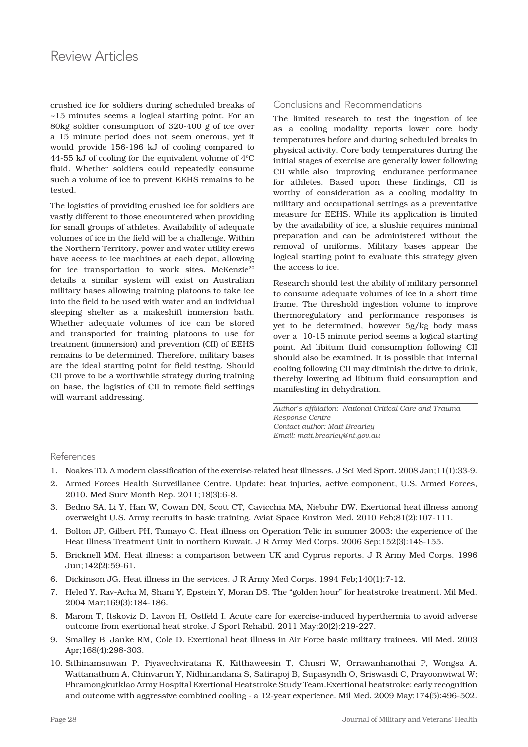crushed ice for soldiers during scheduled breaks of ~15 minutes seems a logical starting point. For an 80kg soldier consumption of 320-400 g of ice over a 15 minute period does not seem onerous, yet it would provide 156-196 kJ of cooling compared to 44-55 kJ of cooling for the equivalent volume of 4ºC fluid. Whether soldiers could repeatedly consume such a volume of ice to prevent EEHS remains to be tested.

The logistics of providing crushed ice for soldiers are vastly different to those encountered when providing for small groups of athletes. Availability of adequate volumes of ice in the field will be a challenge. Within the Northern Territory, power and water utility crews have access to ice machines at each depot, allowing for ice transportation to work sites. McKenzie[20] details a similar system will exist on Australian military bases allowing training platoons to take ice into the field to be used with water and an individual sleeping shelter as a makeshift immersion bath. Whether adequate volumes of ice can be stored and transported for training platoons to use for treatment (immersion) and prevention (CII) of EEHS remains to be determined. Therefore, military bases are the ideal starting point for field testing. Should CII prove to be a worthwhile strategy during training on base, the logistics of CII in remote field settings will warrant addressing.

## Conclusions and Recommendations

The limited research to test the ingestion of ice as a cooling modality reports lower core body temperatures before and during scheduled breaks in physical activity. Core body temperatures during the initial stages of exercise are generally lower following CII while also improving endurance performance for athletes. Based upon these findings, CII is worthy of consideration as a cooling modality in military and occupational settings as a preventative measure for EEHS. While its application is limited by the availability of ice, a slushie requires minimal preparation and can be administered without the removal of uniforms. Military bases appear the logical starting point to evaluate this strategy given the access to ice.

Research should test the ability of military personnel to consume adequate volumes of ice in a short time frame. The threshold ingestion volume to improve thermoregulatory and performance responses is yet to be determined, however 5g/kg body mass over a 10-15 minute period seems a logical starting point. Ad libitum fluid consumption following CII should also be examined. It is possible that internal cooling following CII may diminish the drive to drink, thereby lowering ad libitum fluid consumption and manifesting in dehydration.

*Author's affiliation: National Critical Care and Trauma Response Centre*
*Contact author: Matt Brearley*
*Email: matt.brearley@nt.gov.au*

## References

1. Noakes TD. A modern classification of the exercise-related heat illnesses. J Sci Med Sport. 2008 Jan;11(1):33-9.
2. Armed Forces Health Surveillance Centre. Update: heat injuries, active component, U.S. Armed Forces, 2010. Med Surv Month Rep. 2011;18(3):6-8.
3. Bedno SA, Li Y, Han W, Cowan DN, Scott CT, Cavicchia MA, Niebuhr DW. Exertional heat illness among overweight U.S. Army recruits in basic training. Aviat Space Environ Med. 2010 Feb;81(2):107-111.
4. Bolton JP, Gilbert PH, Tamayo C. Heat illness on Operation Telic in summer 2003: the experience of the Heat Illness Treatment Unit in northern Kuwait. J R Army Med Corps. 2006 Sep;152(3):148-155.
5. Bricknell MM. Heat illness: a comparison between UK and Cyprus reports. J R Army Med Corps. 1996 Jun;142(2):59-61.
6. Dickinson JG. Heat illness in the services. J R Army Med Corps. 1994 Feb;140(1):7-12.
7. Heled Y, Rav-Acha M, Shani Y, Epstein Y, Moran DS. The "golden hour" for heatstroke treatment. Mil Med. 2004 Mar;169(3):184-186.
8. Marom T, Itskoviz D, Lavon H, Ostfeld I. Acute care for exercise-induced hyperthermia to avoid adverse outcome from exertional heat stroke. J Sport Rehabil. 2011 May;20(2):219-227.
9. Smalley B, Janke RM, Cole D. Exertional heat illness in Air Force basic military trainees. Mil Med. 2003 Apr;168(4):298-303.
10. Sithinamsuwan P, Piyavechviratana K, Kitthaweesin T, Chusri W, Orrawanhanothai P, Wongsa A, Wattanathum A, Chinvarun Y, Nidhinandana S, Satirapoj B, Supasyndh O, Sriswasdi C, Prayoonwiwat W; Phramongkutklao Army Hospital Exertional Heatstroke Study Team.Exertional heatstroke: early recognition and outcome with aggressive combined cooling - a 12-year experience. Mil Med. 2009 May;174(5):496-502.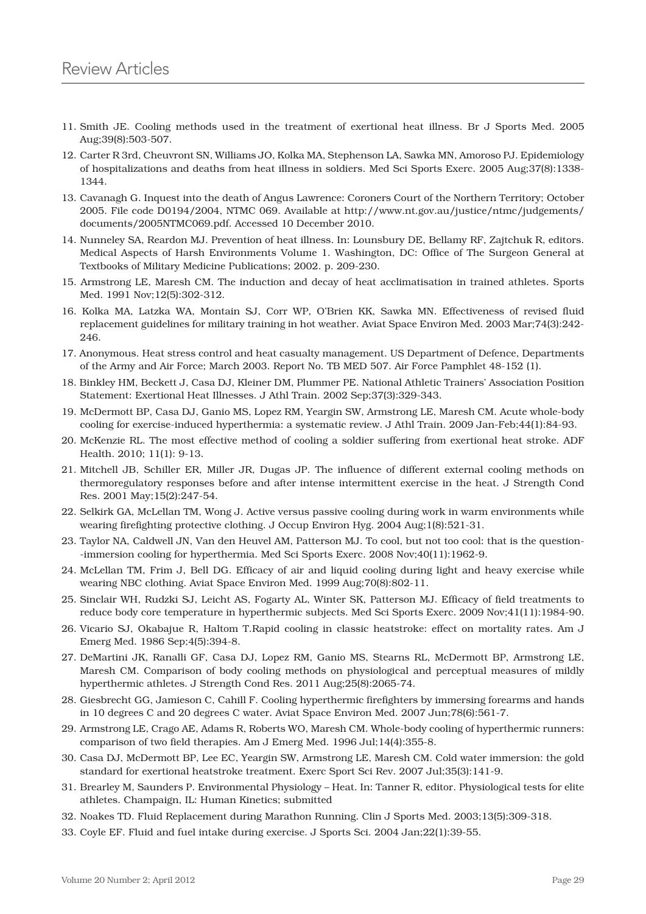11. Smith JE. Cooling methods used in the treatment of exertional heat illness. Br J Sports Med. 2005 Aug;39(8):503-507.
12. Carter R 3rd, Cheuvront SN, Williams JO, Kolka MA, Stephenson LA, Sawka MN, Amoroso PJ. Epidemiology of hospitalizations and deaths from heat illness in soldiers. Med Sci Sports Exerc. 2005 Aug;37(8):1338-1344.
13. Cavanagh G. Inquest into the death of Angus Lawrence: Coroners Court of the Northern Territory; October 2005. File code D0194/2004, NTMC 069. Available at http://www.nt.gov.au/justice/ntmc/judgements/documents/2005NTMC069.pdf. Accessed 10 December 2010.
14. Nunneley SA, Reardon MJ. Prevention of heat illness. In: Lounsbury DE, Bellamy RF, Zajtchuk R, editors. Medical Aspects of Harsh Environments Volume 1. Washington, DC: Office of The Surgeon General at Textbooks of Military Medicine Publications; 2002. p. 209-230.
15. Armstrong LE, Maresh CM. The induction and decay of heat acclimatisation in trained athletes. Sports Med. 1991 Nov;12(5):302-312.
16. Kolka MA, Latzka WA, Montain SJ, Corr WP, O'Brien KK, Sawka MN. Effectiveness of revised fluid replacement guidelines for military training in hot weather. Aviat Space Environ Med. 2003 Mar;74(3):242-246.
17. Anonymous. Heat stress control and heat casualty management. US Department of Defence, Departments of the Army and Air Force; March 2003. Report No. TB MED 507. Air Force Pamphlet 48-152 (1).
18. Binkley HM, Beckett J, Casa DJ, Kleiner DM, Plummer PE. National Athletic Trainers' Association Position Statement: Exertional Heat Illnesses. J Athl Train. 2002 Sep;37(3):329-343.
19. McDermott BP, Casa DJ, Ganio MS, Lopez RM, Yeargin SW, Armstrong LE, Maresh CM. Acute whole-body cooling for exercise-induced hyperthermia: a systematic review. J Athl Train. 2009 Jan-Feb;44(1):84-93.
20. McKenzie RL. The most effective method of cooling a soldier suffering from exertional heat stroke. ADF Health. 2010; 11(1): 9-13.
21. Mitchell JB, Schiller ER, Miller JR, Dugas JP. The influence of different external cooling methods on thermoregulatory responses before and after intense intermittent exercise in the heat. J Strength Cond Res. 2001 May;15(2):247-54.
22. Selkirk GA, McLellan TM, Wong J. Active versus passive cooling during work in warm environments while wearing firefighting protective clothing. J Occup Environ Hyg. 2004 Aug;1(8):521-31.
23. Taylor NA, Caldwell JN, Van den Heuvel AM, Patterson MJ. To cool, but not too cool: that is the question--immersion cooling for hyperthermia. Med Sci Sports Exerc. 2008 Nov;40(11):1962-9.
24. McLellan TM, Frim J, Bell DG. Efficacy of air and liquid cooling during light and heavy exercise while wearing NBC clothing. Aviat Space Environ Med. 1999 Aug;70(8):802-11.
25. Sinclair WH, Rudzki SJ, Leicht AS, Fogarty AL, Winter SK, Patterson MJ. Efficacy of field treatments to reduce body core temperature in hyperthermic subjects. Med Sci Sports Exerc. 2009 Nov;41(11):1984-90.
26. Vicario SJ, Okabajue R, Haltom T.Rapid cooling in classic heatstroke: effect on mortality rates. Am J Emerg Med. 1986 Sep;4(5):394-8.
27. DeMartini JK, Ranalli GF, Casa DJ, Lopez RM, Ganio MS, Stearns RL, McDermott BP, Armstrong LE, Maresh CM. Comparison of body cooling methods on physiological and perceptual measures of mildly hyperthermic athletes. J Strength Cond Res. 2011 Aug;25(8):2065-74.
28. Giesbrecht GG, Jamieson C, Cahill F. Cooling hyperthermic firefighters by immersing forearms and hands in 10 degrees C and 20 degrees C water. Aviat Space Environ Med. 2007 Jun;78(6):561-7.
29. Armstrong LE, Crago AE, Adams R, Roberts WO, Maresh CM. Whole-body cooling of hyperthermic runners: comparison of two field therapies. Am J Emerg Med. 1996 Jul;14(4):355-8.
30. Casa DJ, McDermott BP, Lee EC, Yeargin SW, Armstrong LE, Maresh CM. Cold water immersion: the gold standard for exertional heatstroke treatment. Exerc Sport Sci Rev. 2007 Jul;35(3):141-9.
31. Brearley M, Saunders P. Environmental Physiology – Heat. In: Tanner R, editor. Physiological tests for elite athletes. Champaign, IL: Human Kinetics; submitted
32. Noakes TD. Fluid Replacement during Marathon Running. Clin J Sports Med. 2003;13(5):309-318.
33. Coyle EF. Fluid and fuel intake during exercise. J Sports Sci. 2004 Jan;22(1):39-55.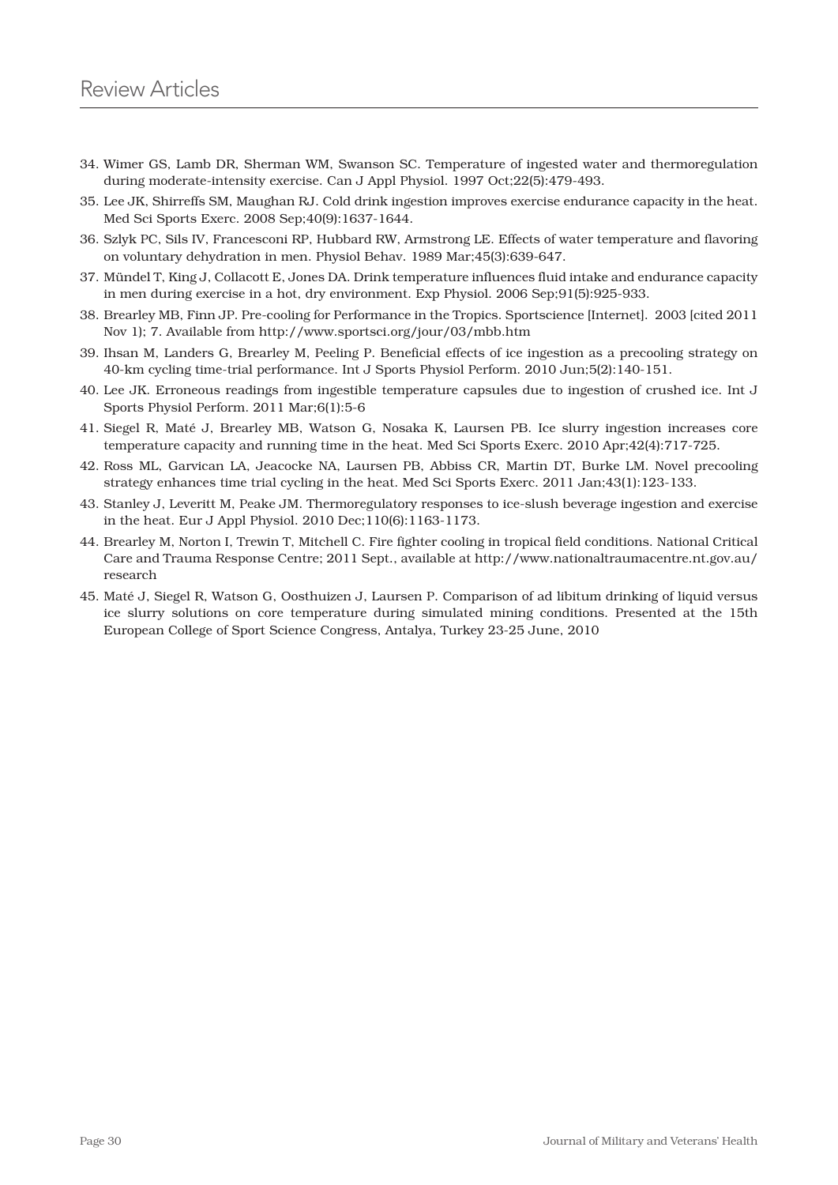34. Wimer GS, Lamb DR, Sherman WM, Swanson SC. Temperature of ingested water and thermoregulation during moderate-intensity exercise. Can J Appl Physiol. 1997 Oct;22(5):479-493.
35. Lee JK, Shirreffs SM, Maughan RJ. Cold drink ingestion improves exercise endurance capacity in the heat. Med Sci Sports Exerc. 2008 Sep;40(9):1637-1644.
36. Szlyk PC, Sils IV, Francesconi RP, Hubbard RW, Armstrong LE. Effects of water temperature and flavoring on voluntary dehydration in men. Physiol Behav. 1989 Mar;45(3):639-647.
37. Mündel T, King J, Collacott E, Jones DA. Drink temperature influences fluid intake and endurance capacity in men during exercise in a hot, dry environment. Exp Physiol. 2006 Sep;91(5):925-933.
38. Brearley MB, Finn JP. Pre-cooling for Performance in the Tropics. Sportscience [Internet]. 2003 [cited 2011 Nov 1]; 7. Available from http://www.sportsci.org/jour/03/mbb.htm
39. Ihsan M, Landers G, Brearley M, Peeling P. Beneficial effects of ice ingestion as a precooling strategy on 40-km cycling time-trial performance. Int J Sports Physiol Perform. 2010 Jun;5(2):140-151.
40. Lee JK. Erroneous readings from ingestible temperature capsules due to ingestion of crushed ice. Int J Sports Physiol Perform. 2011 Mar;6(1):5-6
41. Siegel R, Maté J, Brearley MB, Watson G, Nosaka K, Laursen PB. Ice slurry ingestion increases core temperature capacity and running time in the heat. Med Sci Sports Exerc. 2010 Apr;42(4):717-725.
42. Ross ML, Garvican LA, Jeacocke NA, Laursen PB, Abbiss CR, Martin DT, Burke LM. Novel precooling strategy enhances time trial cycling in the heat. Med Sci Sports Exerc. 2011 Jan;43(1):123-133.
43. Stanley J, Leveritt M, Peake JM. Thermoregulatory responses to ice-slush beverage ingestion and exercise in the heat. Eur J Appl Physiol. 2010 Dec;110(6):1163-1173.
44. Brearley M, Norton I, Trewin T, Mitchell C. Fire fighter cooling in tropical field conditions. National Critical Care and Trauma Response Centre; 2011 Sept., available at http://www.nationaltraumacentre.nt.gov.au/research
45. Maté J, Siegel R, Watson G, Oosthuizen J, Laursen P. Comparison of ad libitum drinking of liquid versus ice slurry solutions on core temperature during simulated mining conditions. Presented at the 15th European College of Sport Science Congress, Antalya, Turkey 23-25 June, 2010